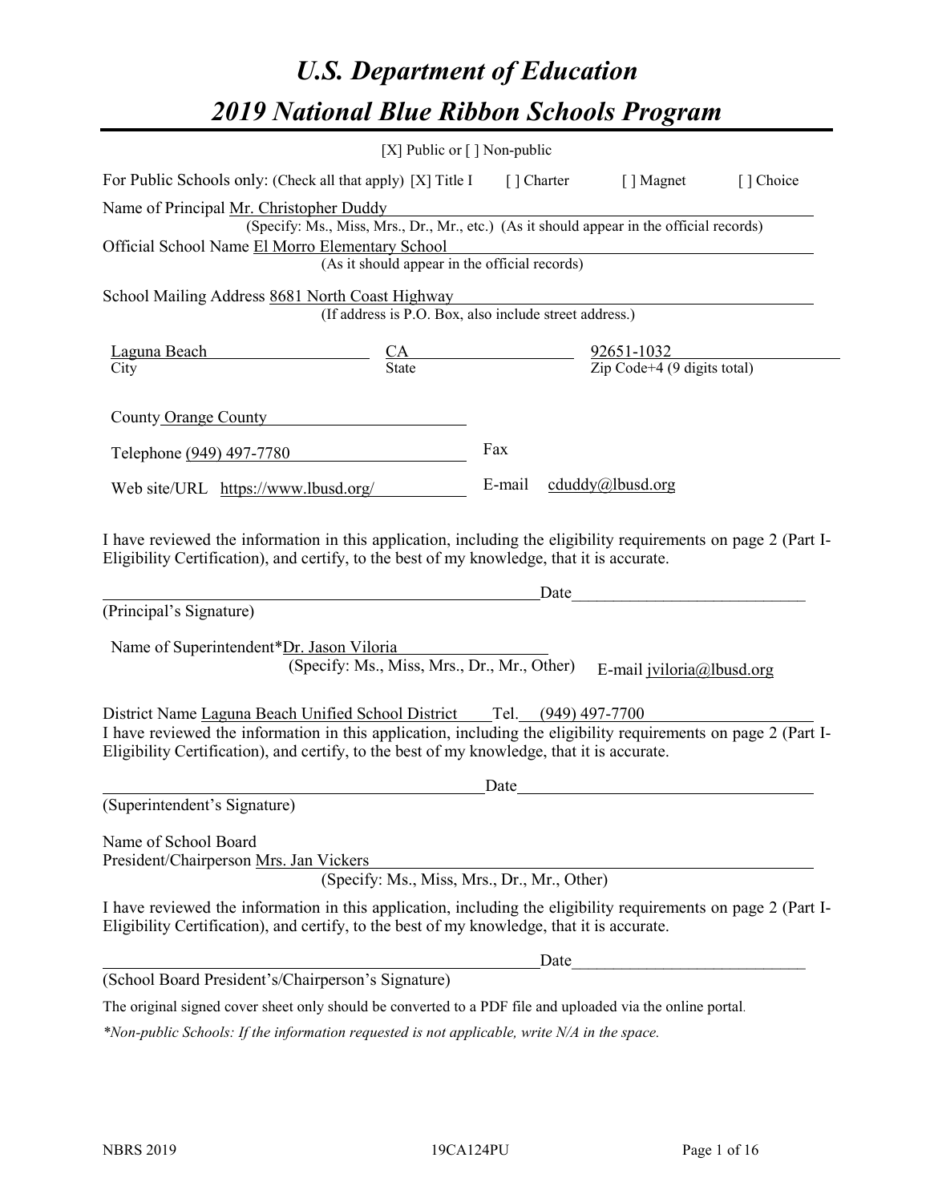# U.S. Department of Education

# 2019 National Blue Ribbon Schools Program

[X] Public or [ ] Non-public

For Public Schools only: (Check all that apply) [X] Title I [ ] Charter [ ] Magnet [ ] Choice

Name of Principal Mr. Christopher Duddy
(Specify: Ms., Miss, Mrs., Dr., Mr., etc.) (As it should appear in the official records)

Official School Name El Morro Elementary School
(As it should appear in the official records)

School Mailing Address 8681 North Coast Highway
(If address is P.O. Box, also include street address.)

| City | State | Zip Code+4 (9 digits total) |
|---|---|---|
| Laguna Beach | CA | 92651-1032 |

County Orange County

Telephone (949) 497-7780 Fax

Web site/URL https://www.lbusd.org/ E-mail cduddy@lbusd.org

I have reviewed the information in this application, including the eligibility requirements on page 2 (Part I-Eligibility Certification), and certify, to the best of my knowledge, that it is accurate.

_______________________________________ Date_______________________

(Principal's Signature)

Name of Superintendent*Dr. Jason Viloria
(Specify: Ms., Miss, Mrs., Dr., Mr., Other) E-mail jviloria@lbusd.org

District Name Laguna Beach Unified School District Tel. (949) 497-7700

I have reviewed the information in this application, including the eligibility requirements on page 2 (Part I-Eligibility Certification), and certify, to the best of my knowledge, that it is accurate.

_______________________________________ Date_______________________

(Superintendent's Signature)

Name of School Board
President/Chairperson Mrs. Jan Vickers
(Specify: Ms., Miss, Mrs., Dr., Mr., Other)

I have reviewed the information in this application, including the eligibility requirements on page 2 (Part I-Eligibility Certification), and certify, to the best of my knowledge, that it is accurate.

_______________________________________ Date_______________________

(School Board President's/Chairperson's Signature)

The original signed cover sheet only should be converted to a PDF file and uploaded via the online portal.

*\*Non-public Schools: If the information requested is not applicable, write N/A in the space.*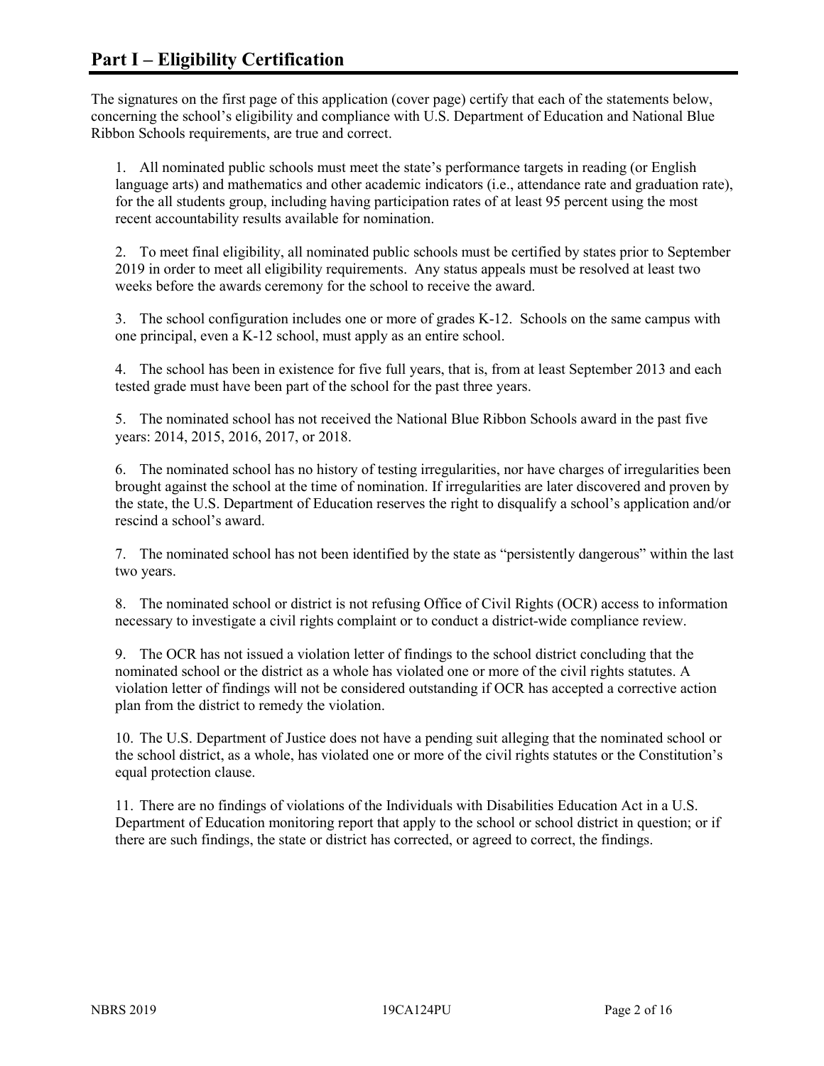# Part I – Eligibility Certification

The signatures on the first page of this application (cover page) certify that each of the statements below, concerning the school's eligibility and compliance with U.S. Department of Education and National Blue Ribbon Schools requirements, are true and correct.

1. All nominated public schools must meet the state's performance targets in reading (or English language arts) and mathematics and other academic indicators (i.e., attendance rate and graduation rate), for the all students group, including having participation rates of at least 95 percent using the most recent accountability results available for nomination.

2. To meet final eligibility, all nominated public schools must be certified by states prior to September 2019 in order to meet all eligibility requirements. Any status appeals must be resolved at least two weeks before the awards ceremony for the school to receive the award.

3. The school configuration includes one or more of grades K-12. Schools on the same campus with one principal, even a K-12 school, must apply as an entire school.

4. The school has been in existence for five full years, that is, from at least September 2013 and each tested grade must have been part of the school for the past three years.

5. The nominated school has not received the National Blue Ribbon Schools award in the past five years: 2014, 2015, 2016, 2017, or 2018.

6. The nominated school has no history of testing irregularities, nor have charges of irregularities been brought against the school at the time of nomination. If irregularities are later discovered and proven by the state, the U.S. Department of Education reserves the right to disqualify a school's application and/or rescind a school's award.

7. The nominated school has not been identified by the state as "persistently dangerous" within the last two years.

8. The nominated school or district is not refusing Office of Civil Rights (OCR) access to information necessary to investigate a civil rights complaint or to conduct a district-wide compliance review.

9. The OCR has not issued a violation letter of findings to the school district concluding that the nominated school or the district as a whole has violated one or more of the civil rights statutes. A violation letter of findings will not be considered outstanding if OCR has accepted a corrective action plan from the district to remedy the violation.

10. The U.S. Department of Justice does not have a pending suit alleging that the nominated school or the school district, as a whole, has violated one or more of the civil rights statutes or the Constitution's equal protection clause.

11. There are no findings of violations of the Individuals with Disabilities Education Act in a U.S. Department of Education monitoring report that apply to the school or school district in question; or if there are such findings, the state or district has corrected, or agreed to correct, the findings.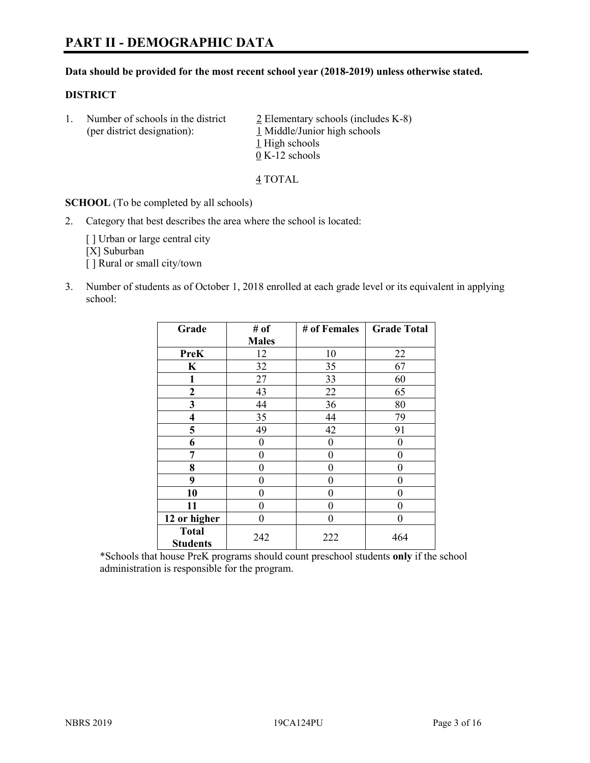# PART II - DEMOGRAPHIC DATA

**Data should be provided for the most recent school year (2018-2019) unless otherwise stated.**

## DISTRICT

1. Number of schools in the district (per district designation):
   2 Elementary schools (includes K-8)
   1 Middle/Junior high schools
   1 High schools
   0 K-12 schools

   4 TOTAL

**SCHOOL** (To be completed by all schools)

2. Category that best describes the area where the school is located:

   [ ] Urban or large central city
   [X] Suburban
   [ ] Rural or small city/town

3. Number of students as of October 1, 2018 enrolled at each grade level or its equivalent in applying school:

| Grade | # of Males | # of Females | Grade Total |
|---|---|---|---|
| **PreK** | 12 | 10 | 22 |
| **K** | 32 | 35 | 67 |
| **1** | 27 | 33 | 60 |
| **2** | 43 | 22 | 65 |
| **3** | 44 | 36 | 80 |
| **4** | 35 | 44 | 79 |
| **5** | 49 | 42 | 91 |
| **6** | 0 | 0 | 0 |
| **7** | 0 | 0 | 0 |
| **8** | 0 | 0 | 0 |
| **9** | 0 | 0 | 0 |
| **10** | 0 | 0 | 0 |
| **11** | 0 | 0 | 0 |
| **12 or higher** | 0 | 0 | 0 |
| **Total Students** | 242 | 222 | 464 |

*Schools that house PreK programs should count preschool students **only** if the school administration is responsible for the program.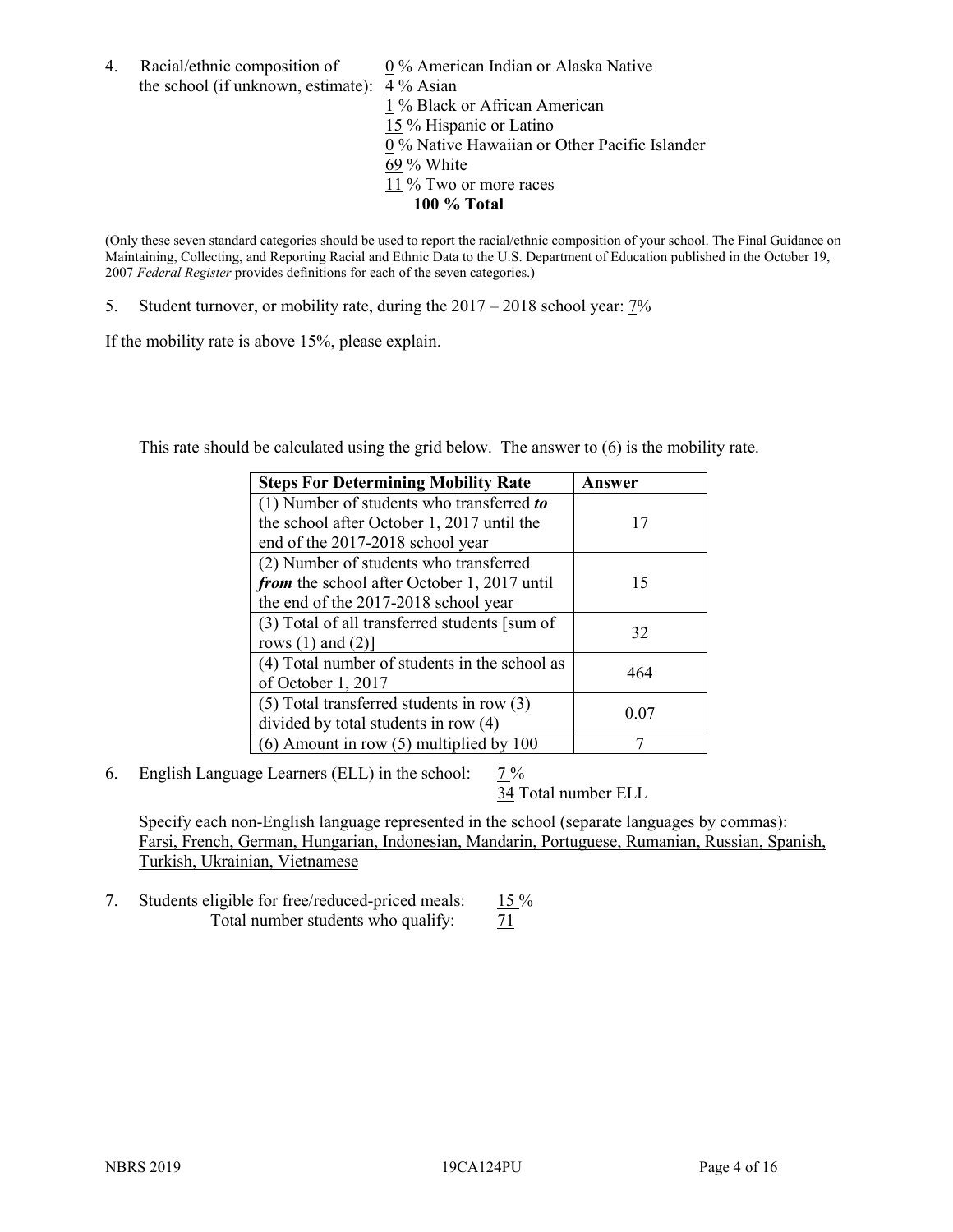4. Racial/ethnic composition of the school (if unknown, estimate):
   0 % American Indian or Alaska Native
   4 % Asian
   1 % Black or African American
   15 % Hispanic or Latino
   0 % Native Hawaiian or Other Pacific Islander
   69 % White
   11 % Two or more races
   **100 % Total**

(Only these seven standard categories should be used to report the racial/ethnic composition of your school. The Final Guidance on Maintaining, Collecting, and Reporting Racial and Ethnic Data to the U.S. Department of Education published in the October 19, 2007 *Federal Register* provides definitions for each of the seven categories.)

5. Student turnover, or mobility rate, during the 2017 – 2018 school year: 7%

If the mobility rate is above 15%, please explain.

This rate should be calculated using the grid below. The answer to (6) is the mobility rate.

| **Steps For Determining Mobility Rate** | **Answer** |
|---|---|
| (1) Number of students who transferred ***to*** the school after October 1, 2017 until the end of the 2017-2018 school year | 17 |
| (2) Number of students who transferred ***from*** the school after October 1, 2017 until the end of the 2017-2018 school year | 15 |
| (3) Total of all transferred students [sum of rows (1) and (2)] | 32 |
| (4) Total number of students in the school as of October 1, 2017 | 464 |
| (5) Total transferred students in row (3) divided by total students in row (4) | 0.07 |
| (6) Amount in row (5) multiplied by 100 | 7 |

6. English Language Learners (ELL) in the school: 7 %
   34 Total number ELL

   Specify each non-English language represented in the school (separate languages by commas): Farsi, French, German, Hungarian, Indonesian, Mandarin, Portuguese, Rumanian, Russian, Spanish, Turkish, Ukrainian, Vietnamese

7. Students eligible for free/reduced-priced meals: 15 %
   Total number students who qualify: 71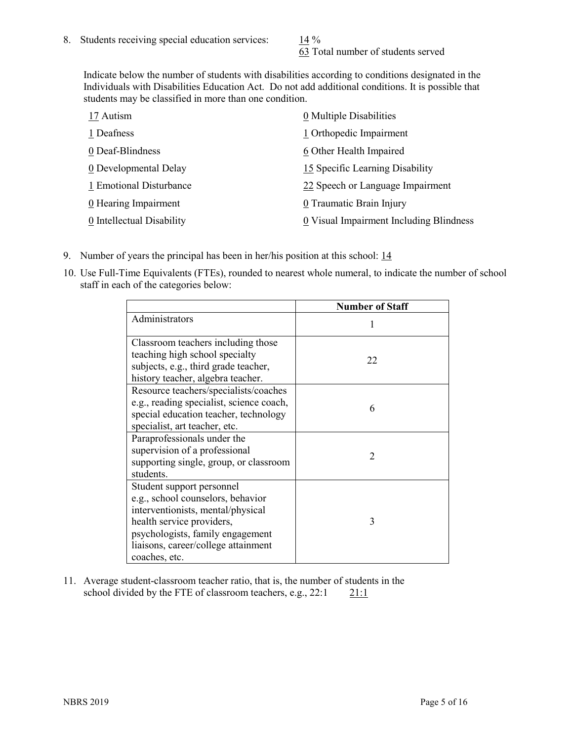8. Students receiving special education services: 14 %
   63 Total number of students served

   Indicate below the number of students with disabilities according to conditions designated in the Individuals with Disabilities Education Act. Do not add additional conditions. It is possible that students may be classified in more than one condition.

   17 Autism
   1 Deafness
   0 Deaf-Blindness
   0 Developmental Delay
   1 Emotional Disturbance
   0 Hearing Impairment
   0 Intellectual Disability
   0 Multiple Disabilities
   1 Orthopedic Impairment
   6 Other Health Impaired
   15 Specific Learning Disability
   22 Speech or Language Impairment
   0 Traumatic Brain Injury
   0 Visual Impairment Including Blindness

9. Number of years the principal has been in her/his position at this school: 14

10. Use Full-Time Equivalents (FTEs), rounded to nearest whole numeral, to indicate the number of school staff in each of the categories below:

| | Number of Staff |
|---|---|
| Administrators | 1 |
| Classroom teachers including those teaching high school specialty subjects, e.g., third grade teacher, history teacher, algebra teacher. | 22 |
| Resource teachers/specialists/coaches e.g., reading specialist, science coach, special education teacher, technology specialist, art teacher, etc. | 6 |
| Paraprofessionals under the supervision of a professional supporting single, group, or classroom students. | 2 |
| Student support personnel e.g., school counselors, behavior interventionists, mental/physical health service providers, psychologists, family engagement liaisons, career/college attainment coaches, etc. | 3 |

11. Average student-classroom teacher ratio, that is, the number of students in the school divided by the FTE of classroom teachers, e.g., 22:1 21:1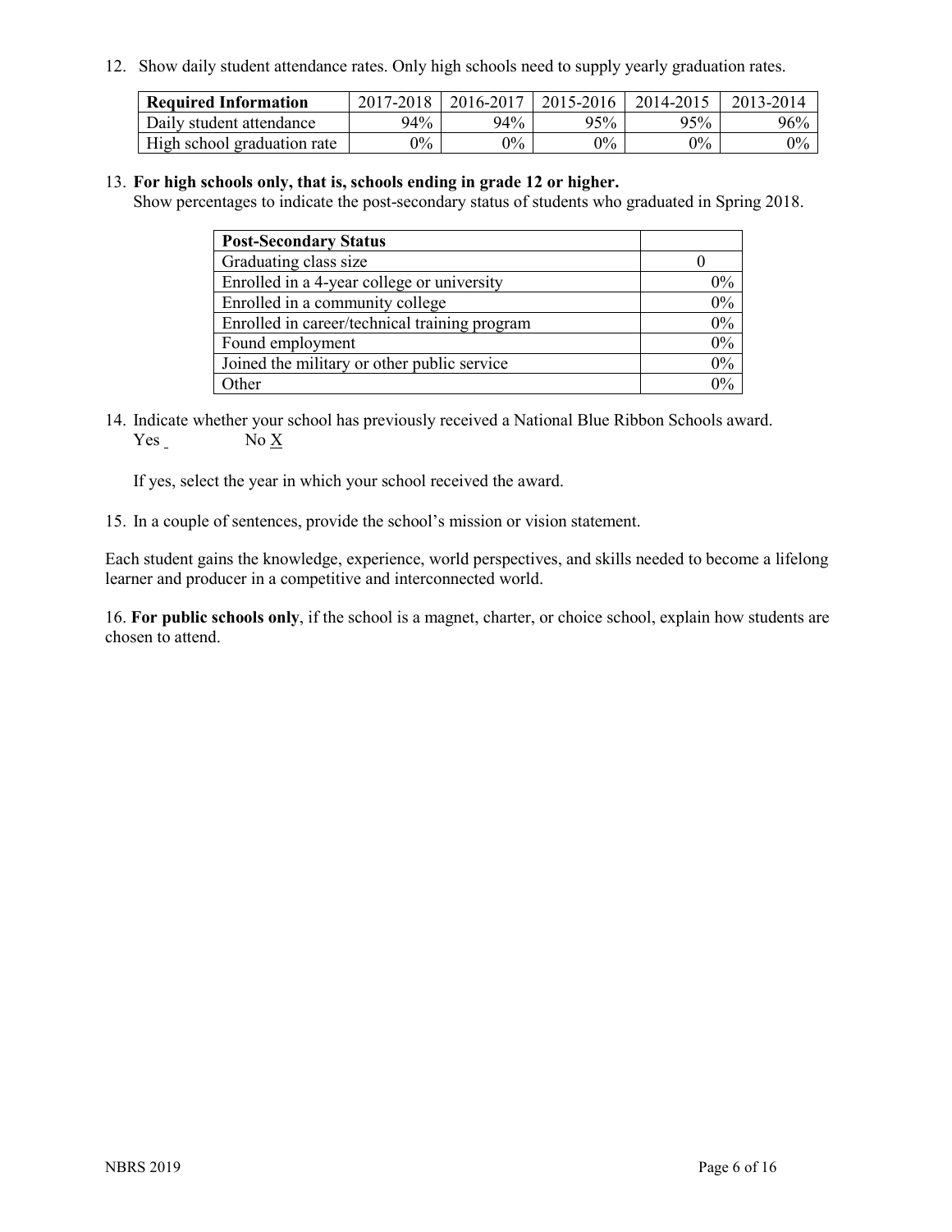12. Show daily student attendance rates. Only high schools need to supply yearly graduation rates.

| Required Information | 2017-2018 | 2016-2017 | 2015-2016 | 2014-2015 | 2013-2014 |
|---|---|---|---|---|---|
| Daily student attendance | 94% | 94% | 95% | 95% | 96% |
| High school graduation rate | 0% | 0% | 0% | 0% | 0% |

13. **For high schools only, that is, schools ending in grade 12 or higher.**
Show percentages to indicate the post-secondary status of students who graduated in Spring 2018.

| Post-Secondary Status | |
|---|---|
| Graduating class size | 0 |
| Enrolled in a 4-year college or university | 0% |
| Enrolled in a community college | 0% |
| Enrolled in career/technical training program | 0% |
| Found employment | 0% |
| Joined the military or other public service | 0% |
| Other | 0% |

14. Indicate whether your school has previously received a National Blue Ribbon Schools award.
Yes _ No X

If yes, select the year in which your school received the award.

15. In a couple of sentences, provide the school's mission or vision statement.

Each student gains the knowledge, experience, world perspectives, and skills needed to become a lifelong learner and producer in a competitive and interconnected world.

16. **For public schools only**, if the school is a magnet, charter, or choice school, explain how students are chosen to attend.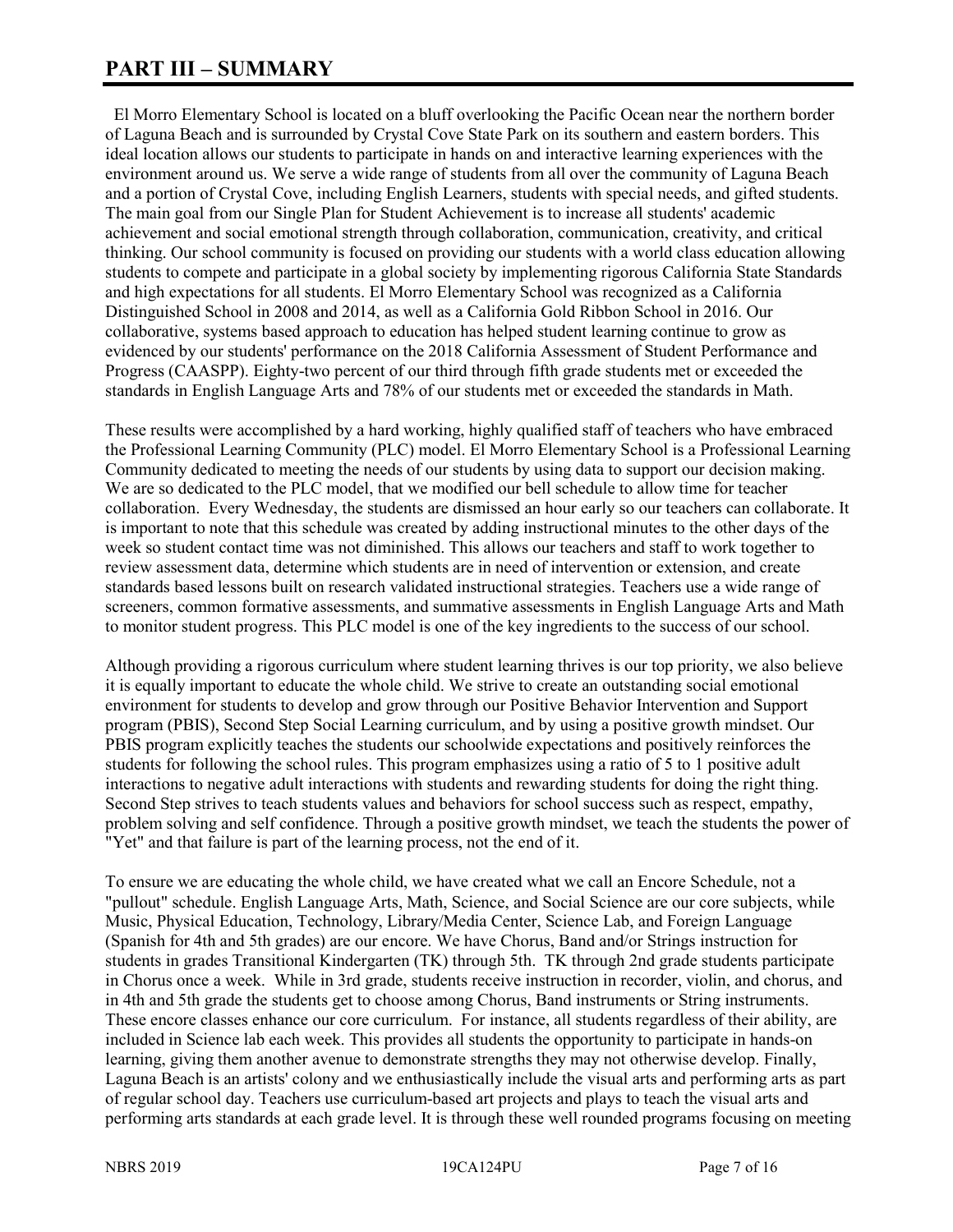# PART III – SUMMARY

El Morro Elementary School is located on a bluff overlooking the Pacific Ocean near the northern border of Laguna Beach and is surrounded by Crystal Cove State Park on its southern and eastern borders. This ideal location allows our students to participate in hands on and interactive learning experiences with the environment around us. We serve a wide range of students from all over the community of Laguna Beach and a portion of Crystal Cove, including English Learners, students with special needs, and gifted students. The main goal from our Single Plan for Student Achievement is to increase all students' academic achievement and social emotional strength through collaboration, communication, creativity, and critical thinking. Our school community is focused on providing our students with a world class education allowing students to compete and participate in a global society by implementing rigorous California State Standards and high expectations for all students. El Morro Elementary School was recognized as a California Distinguished School in 2008 and 2014, as well as a California Gold Ribbon School in 2016. Our collaborative, systems based approach to education has helped student learning continue to grow as evidenced by our students' performance on the 2018 California Assessment of Student Performance and Progress (CAASPP). Eighty-two percent of our third through fifth grade students met or exceeded the standards in English Language Arts and 78% of our students met or exceeded the standards in Math.

These results were accomplished by a hard working, highly qualified staff of teachers who have embraced the Professional Learning Community (PLC) model. El Morro Elementary School is a Professional Learning Community dedicated to meeting the needs of our students by using data to support our decision making. We are so dedicated to the PLC model, that we modified our bell schedule to allow time for teacher collaboration. Every Wednesday, the students are dismissed an hour early so our teachers can collaborate. It is important to note that this schedule was created by adding instructional minutes to the other days of the week so student contact time was not diminished. This allows our teachers and staff to work together to review assessment data, determine which students are in need of intervention or extension, and create standards based lessons built on research validated instructional strategies. Teachers use a wide range of screeners, common formative assessments, and summative assessments in English Language Arts and Math to monitor student progress. This PLC model is one of the key ingredients to the success of our school.

Although providing a rigorous curriculum where student learning thrives is our top priority, we also believe it is equally important to educate the whole child. We strive to create an outstanding social emotional environment for students to develop and grow through our Positive Behavior Intervention and Support program (PBIS), Second Step Social Learning curriculum, and by using a positive growth mindset. Our PBIS program explicitly teaches the students our schoolwide expectations and positively reinforces the students for following the school rules. This program emphasizes using a ratio of 5 to 1 positive adult interactions to negative adult interactions with students and rewarding students for doing the right thing. Second Step strives to teach students values and behaviors for school success such as respect, empathy, problem solving and self confidence. Through a positive growth mindset, we teach the students the power of "Yet" and that failure is part of the learning process, not the end of it.

To ensure we are educating the whole child, we have created what we call an Encore Schedule, not a "pullout" schedule. English Language Arts, Math, Science, and Social Science are our core subjects, while Music, Physical Education, Technology, Library/Media Center, Science Lab, and Foreign Language (Spanish for 4th and 5th grades) are our encore. We have Chorus, Band and/or Strings instruction for students in grades Transitional Kindergarten (TK) through 5th. TK through 2nd grade students participate in Chorus once a week. While in 3rd grade, students receive instruction in recorder, violin, and chorus, and in 4th and 5th grade the students get to choose among Chorus, Band instruments or String instruments. These encore classes enhance our core curriculum. For instance, all students regardless of their ability, are included in Science lab each week. This provides all students the opportunity to participate in hands-on learning, giving them another avenue to demonstrate strengths they may not otherwise develop. Finally, Laguna Beach is an artists' colony and we enthusiastically include the visual arts and performing arts as part of regular school day. Teachers use curriculum-based art projects and plays to teach the visual arts and performing arts standards at each grade level. It is through these well rounded programs focusing on meeting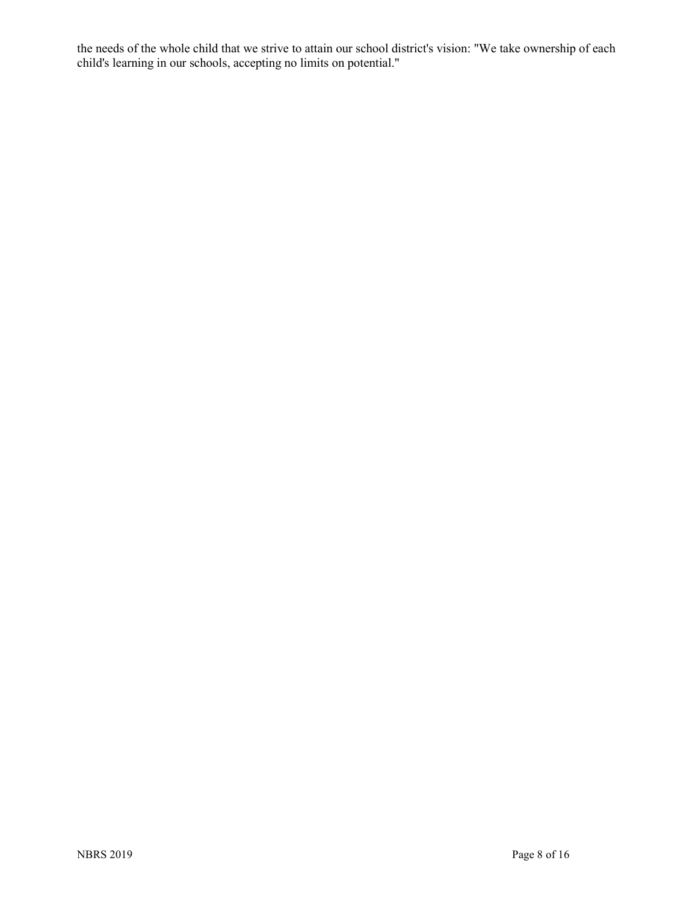the needs of the whole child that we strive to attain our school district's vision: "We take ownership of each child's learning in our schools, accepting no limits on potential."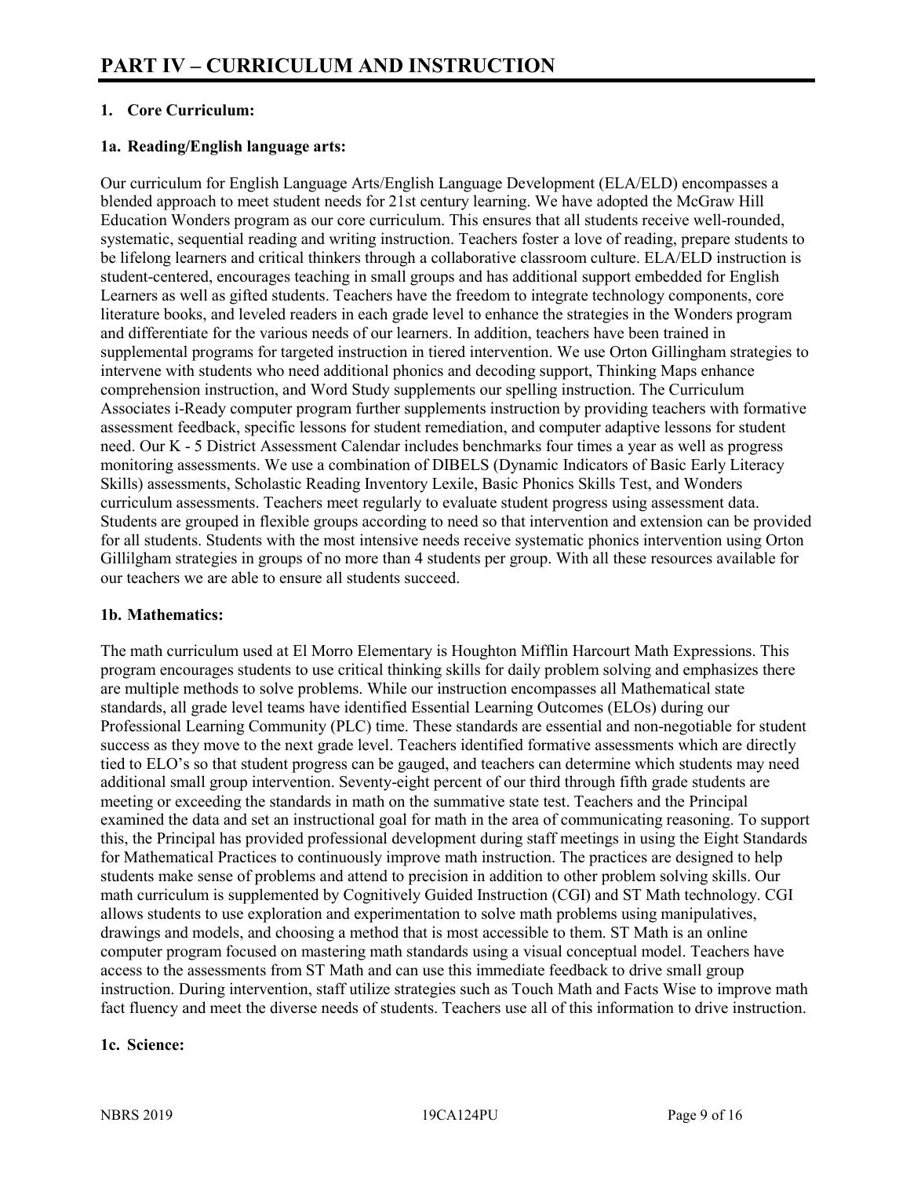# PART IV – CURRICULUM AND INSTRUCTION

**1. Core Curriculum:**

**1a. Reading/English language arts:**

Our curriculum for English Language Arts/English Language Development (ELA/ELD) encompasses a blended approach to meet student needs for 21st century learning. We have adopted the McGraw Hill Education Wonders program as our core curriculum. This ensures that all students receive well-rounded, systematic, sequential reading and writing instruction. Teachers foster a love of reading, prepare students to be lifelong learners and critical thinkers through a collaborative classroom culture. ELA/ELD instruction is student-centered, encourages teaching in small groups and has additional support embedded for English Learners as well as gifted students. Teachers have the freedom to integrate technology components, core literature books, and leveled readers in each grade level to enhance the strategies in the Wonders program and differentiate for the various needs of our learners. In addition, teachers have been trained in supplemental programs for targeted instruction in tiered intervention. We use Orton Gillingham strategies to intervene with students who need additional phonics and decoding support, Thinking Maps enhance comprehension instruction, and Word Study supplements our spelling instruction. The Curriculum Associates i-Ready computer program further supplements instruction by providing teachers with formative assessment feedback, specific lessons for student remediation, and computer adaptive lessons for student need. Our K - 5 District Assessment Calendar includes benchmarks four times a year as well as progress monitoring assessments. We use a combination of DIBELS (Dynamic Indicators of Basic Early Literacy Skills) assessments, Scholastic Reading Inventory Lexile, Basic Phonics Skills Test, and Wonders curriculum assessments. Teachers meet regularly to evaluate student progress using assessment data. Students are grouped in flexible groups according to need so that intervention and extension can be provided for all students. Students with the most intensive needs receive systematic phonics intervention using Orton Gillilgham strategies in groups of no more than 4 students per group. With all these resources available for our teachers we are able to ensure all students succeed.

**1b. Mathematics:**

The math curriculum used at El Morro Elementary is Houghton Mifflin Harcourt Math Expressions. This program encourages students to use critical thinking skills for daily problem solving and emphasizes there are multiple methods to solve problems. While our instruction encompasses all Mathematical state standards, all grade level teams have identified Essential Learning Outcomes (ELOs) during our Professional Learning Community (PLC) time. These standards are essential and non-negotiable for student success as they move to the next grade level. Teachers identified formative assessments which are directly tied to ELO's so that student progress can be gauged, and teachers can determine which students may need additional small group intervention. Seventy-eight percent of our third through fifth grade students are meeting or exceeding the standards in math on the summative state test. Teachers and the Principal examined the data and set an instructional goal for math in the area of communicating reasoning. To support this, the Principal has provided professional development during staff meetings in using the Eight Standards for Mathematical Practices to continuously improve math instruction. The practices are designed to help students make sense of problems and attend to precision in addition to other problem solving skills. Our math curriculum is supplemented by Cognitively Guided Instruction (CGI) and ST Math technology. CGI allows students to use exploration and experimentation to solve math problems using manipulatives, drawings and models, and choosing a method that is most accessible to them. ST Math is an online computer program focused on mastering math standards using a visual conceptual model. Teachers have access to the assessments from ST Math and can use this immediate feedback to drive small group instruction. During intervention, staff utilize strategies such as Touch Math and Facts Wise to improve math fact fluency and meet the diverse needs of students. Teachers use all of this information to drive instruction.

**1c. Science:**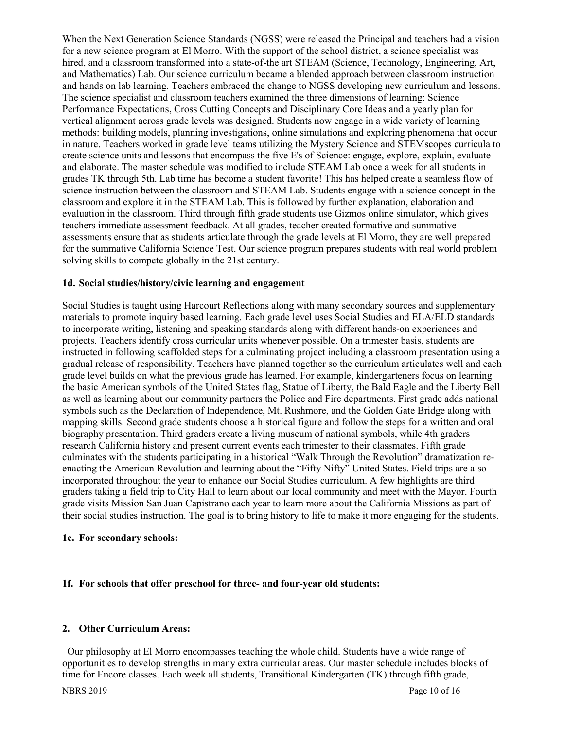When the Next Generation Science Standards (NGSS) were released the Principal and teachers had a vision for a new science program at El Morro. With the support of the school district, a science specialist was hired, and a classroom transformed into a state-of-the art STEAM (Science, Technology, Engineering, Art, and Mathematics) Lab. Our science curriculum became a blended approach between classroom instruction and hands on lab learning. Teachers embraced the change to NGSS developing new curriculum and lessons. The science specialist and classroom teachers examined the three dimensions of learning: Science Performance Expectations, Cross Cutting Concepts and Disciplinary Core Ideas and a yearly plan for vertical alignment across grade levels was designed. Students now engage in a wide variety of learning methods: building models, planning investigations, online simulations and exploring phenomena that occur in nature. Teachers worked in grade level teams utilizing the Mystery Science and STEMscopes curricula to create science units and lessons that encompass the five E's of Science: engage, explore, explain, evaluate and elaborate. The master schedule was modified to include STEAM Lab once a week for all students in grades TK through 5th. Lab time has become a student favorite! This has helped create a seamless flow of science instruction between the classroom and STEAM Lab. Students engage with a science concept in the classroom and explore it in the STEAM Lab. This is followed by further explanation, elaboration and evaluation in the classroom. Third through fifth grade students use Gizmos online simulator, which gives teachers immediate assessment feedback. At all grades, teacher created formative and summative assessments ensure that as students articulate through the grade levels at El Morro, they are well prepared for the summative California Science Test. Our science program prepares students with real world problem solving skills to compete globally in the 21st century.

### 1d. Social studies/history/civic learning and engagement

Social Studies is taught using Harcourt Reflections along with many secondary sources and supplementary materials to promote inquiry based learning. Each grade level uses Social Studies and ELA/ELD standards to incorporate writing, listening and speaking standards along with different hands-on experiences and projects. Teachers identify cross curricular units whenever possible. On a trimester basis, students are instructed in following scaffolded steps for a culminating project including a classroom presentation using a gradual release of responsibility. Teachers have planned together so the curriculum articulates well and each grade level builds on what the previous grade has learned. For example, kindergarteners focus on learning the basic American symbols of the United States flag, Statue of Liberty, the Bald Eagle and the Liberty Bell as well as learning about our community partners the Police and Fire departments. First grade adds national symbols such as the Declaration of Independence, Mt. Rushmore, and the Golden Gate Bridge along with mapping skills. Second grade students choose a historical figure and follow the steps for a written and oral biography presentation. Third graders create a living museum of national symbols, while 4th graders research California history and present current events each trimester to their classmates. Fifth grade culminates with the students participating in a historical "Walk Through the Revolution" dramatization re-enacting the American Revolution and learning about the "Fifty Nifty" United States. Field trips are also incorporated throughout the year to enhance our Social Studies curriculum. A few highlights are third graders taking a field trip to City Hall to learn about our local community and meet with the Mayor. Fourth grade visits Mission San Juan Capistrano each year to learn more about the California Missions as part of their social studies instruction. The goal is to bring history to life to make it more engaging for the students.

### 1e. For secondary schools:

### 1f. For schools that offer preschool for three- and four-year old students:

## 2. Other Curriculum Areas:

Our philosophy at El Morro encompasses teaching the whole child. Students have a wide range of opportunities to develop strengths in many extra curricular areas. Our master schedule includes blocks of time for Encore classes. Each week all students, Transitional Kindergarten (TK) through fifth grade,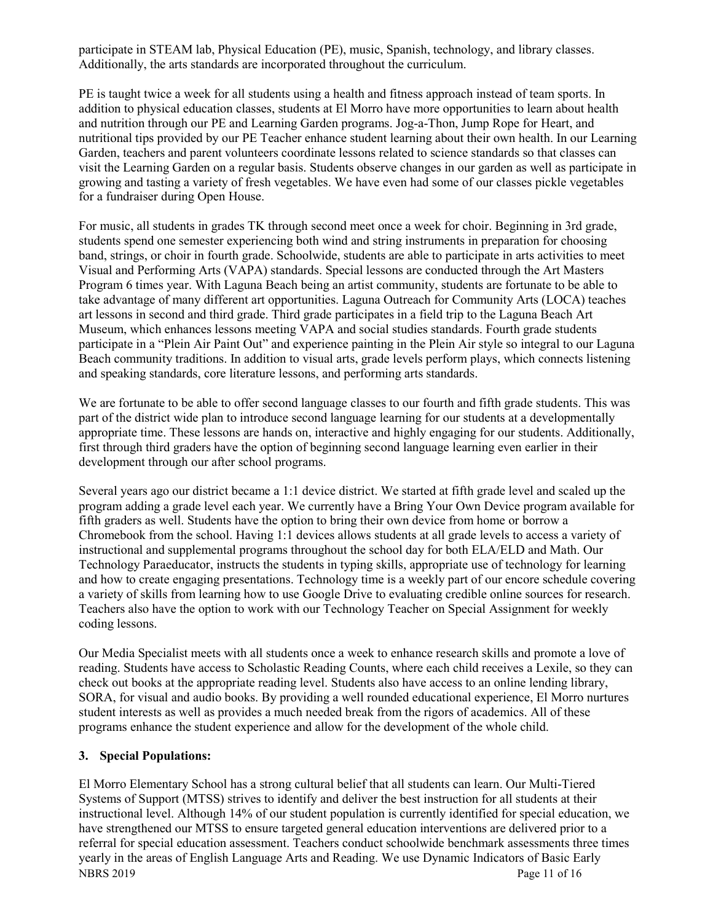participate in STEAM lab, Physical Education (PE), music, Spanish, technology, and library classes. Additionally, the arts standards are incorporated throughout the curriculum.

PE is taught twice a week for all students using a health and fitness approach instead of team sports. In addition to physical education classes, students at El Morro have more opportunities to learn about health and nutrition through our PE and Learning Garden programs. Jog-a-Thon, Jump Rope for Heart, and nutritional tips provided by our PE Teacher enhance student learning about their own health. In our Learning Garden, teachers and parent volunteers coordinate lessons related to science standards so that classes can visit the Learning Garden on a regular basis. Students observe changes in our garden as well as participate in growing and tasting a variety of fresh vegetables. We have even had some of our classes pickle vegetables for a fundraiser during Open House.

For music, all students in grades TK through second meet once a week for choir. Beginning in 3rd grade, students spend one semester experiencing both wind and string instruments in preparation for choosing band, strings, or choir in fourth grade. Schoolwide, students are able to participate in arts activities to meet Visual and Performing Arts (VAPA) standards. Special lessons are conducted through the Art Masters Program 6 times year. With Laguna Beach being an artist community, students are fortunate to be able to take advantage of many different art opportunities. Laguna Outreach for Community Arts (LOCA) teaches art lessons in second and third grade. Third grade participates in a field trip to the Laguna Beach Art Museum, which enhances lessons meeting VAPA and social studies standards. Fourth grade students participate in a "Plein Air Paint Out" and experience painting in the Plein Air style so integral to our Laguna Beach community traditions. In addition to visual arts, grade levels perform plays, which connects listening and speaking standards, core literature lessons, and performing arts standards.

We are fortunate to be able to offer second language classes to our fourth and fifth grade students. This was part of the district wide plan to introduce second language learning for our students at a developmentally appropriate time. These lessons are hands on, interactive and highly engaging for our students. Additionally, first through third graders have the option of beginning second language learning even earlier in their development through our after school programs.

Several years ago our district became a 1:1 device district. We started at fifth grade level and scaled up the program adding a grade level each year. We currently have a Bring Your Own Device program available for fifth graders as well. Students have the option to bring their own device from home or borrow a Chromebook from the school. Having 1:1 devices allows students at all grade levels to access a variety of instructional and supplemental programs throughout the school day for both ELA/ELD and Math. Our Technology Paraeducator, instructs the students in typing skills, appropriate use of technology for learning and how to create engaging presentations. Technology time is a weekly part of our encore schedule covering a variety of skills from learning how to use Google Drive to evaluating credible online sources for research. Teachers also have the option to work with our Technology Teacher on Special Assignment for weekly coding lessons.

Our Media Specialist meets with all students once a week to enhance research skills and promote a love of reading. Students have access to Scholastic Reading Counts, where each child receives a Lexile, so they can check out books at the appropriate reading level. Students also have access to an online lending library, SORA, for visual and audio books. By providing a well rounded educational experience, El Morro nurtures student interests as well as provides a much needed break from the rigors of academics. All of these programs enhance the student experience and allow for the development of the whole child.

### 3. Special Populations:

El Morro Elementary School has a strong cultural belief that all students can learn. Our Multi-Tiered Systems of Support (MTSS) strives to identify and deliver the best instruction for all students at their instructional level. Although 14% of our student population is currently identified for special education, we have strengthened our MTSS to ensure targeted general education interventions are delivered prior to a referral for special education assessment. Teachers conduct schoolwide benchmark assessments three times yearly in the areas of English Language Arts and Reading. We use Dynamic Indicators of Basic Early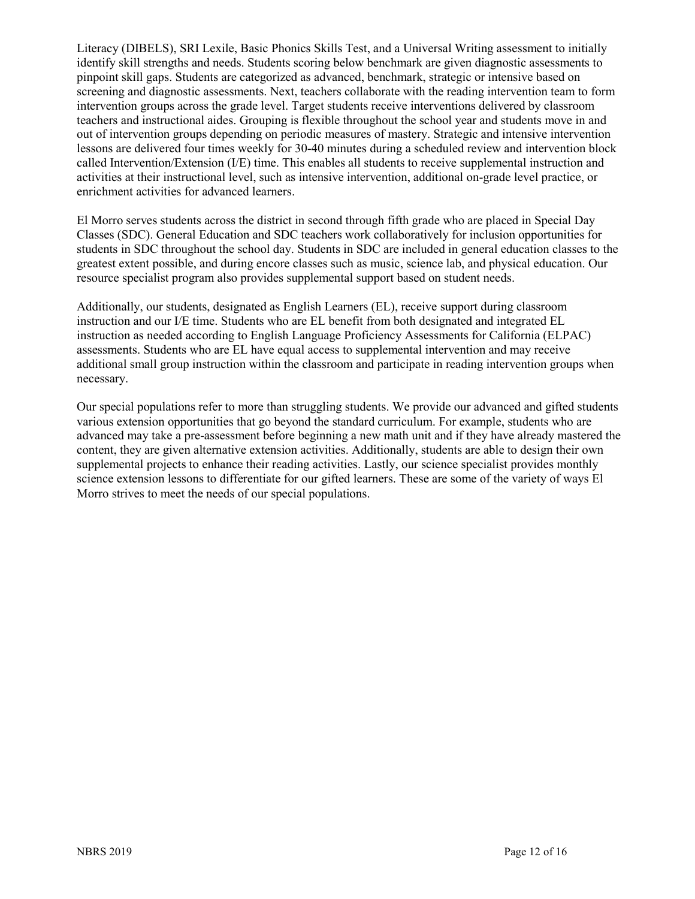Literacy (DIBELS), SRI Lexile, Basic Phonics Skills Test, and a Universal Writing assessment to initially identify skill strengths and needs. Students scoring below benchmark are given diagnostic assessments to pinpoint skill gaps. Students are categorized as advanced, benchmark, strategic or intensive based on screening and diagnostic assessments. Next, teachers collaborate with the reading intervention team to form intervention groups across the grade level. Target students receive interventions delivered by classroom teachers and instructional aides. Grouping is flexible throughout the school year and students move in and out of intervention groups depending on periodic measures of mastery. Strategic and intensive intervention lessons are delivered four times weekly for 30-40 minutes during a scheduled review and intervention block called Intervention/Extension (I/E) time. This enables all students to receive supplemental instruction and activities at their instructional level, such as intensive intervention, additional on-grade level practice, or enrichment activities for advanced learners.

El Morro serves students across the district in second through fifth grade who are placed in Special Day Classes (SDC). General Education and SDC teachers work collaboratively for inclusion opportunities for students in SDC throughout the school day. Students in SDC are included in general education classes to the greatest extent possible, and during encore classes such as music, science lab, and physical education. Our resource specialist program also provides supplemental support based on student needs.

Additionally, our students, designated as English Learners (EL), receive support during classroom instruction and our I/E time. Students who are EL benefit from both designated and integrated EL instruction as needed according to English Language Proficiency Assessments for California (ELPAC) assessments. Students who are EL have equal access to supplemental intervention and may receive additional small group instruction within the classroom and participate in reading intervention groups when necessary.

Our special populations refer to more than struggling students. We provide our advanced and gifted students various extension opportunities that go beyond the standard curriculum. For example, students who are advanced may take a pre-assessment before beginning a new math unit and if they have already mastered the content, they are given alternative extension activities. Additionally, students are able to design their own supplemental projects to enhance their reading activities. Lastly, our science specialist provides monthly science extension lessons to differentiate for our gifted learners. These are some of the variety of ways El Morro strives to meet the needs of our special populations.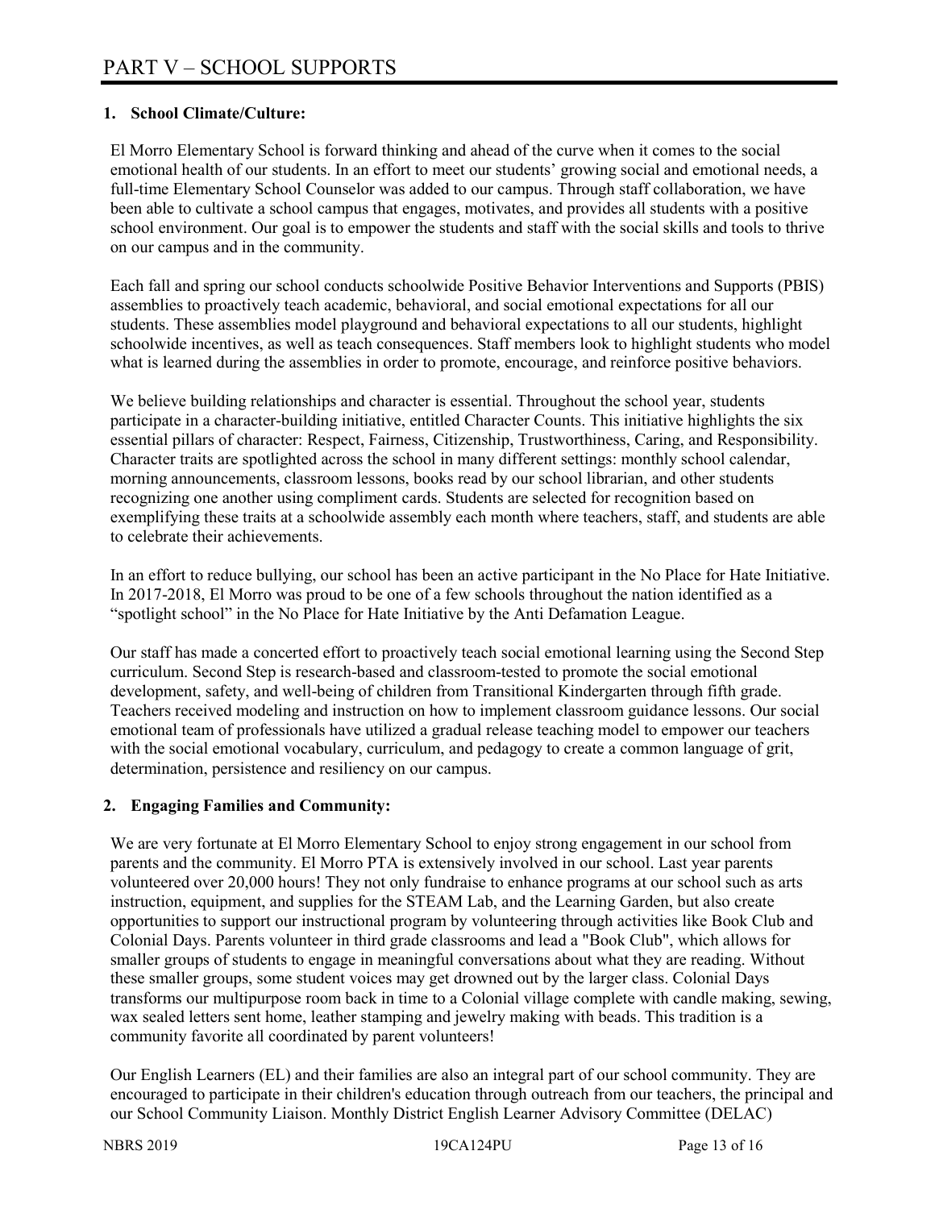# PART V – SCHOOL SUPPORTS

## 1. School Climate/Culture:

El Morro Elementary School is forward thinking and ahead of the curve when it comes to the social emotional health of our students. In an effort to meet our students' growing social and emotional needs, a full-time Elementary School Counselor was added to our campus. Through staff collaboration, we have been able to cultivate a school campus that engages, motivates, and provides all students with a positive school environment. Our goal is to empower the students and staff with the social skills and tools to thrive on our campus and in the community.

Each fall and spring our school conducts schoolwide Positive Behavior Interventions and Supports (PBIS) assemblies to proactively teach academic, behavioral, and social emotional expectations for all our students. These assemblies model playground and behavioral expectations to all our students, highlight schoolwide incentives, as well as teach consequences. Staff members look to highlight students who model what is learned during the assemblies in order to promote, encourage, and reinforce positive behaviors.

We believe building relationships and character is essential. Throughout the school year, students participate in a character-building initiative, entitled Character Counts. This initiative highlights the six essential pillars of character: Respect, Fairness, Citizenship, Trustworthiness, Caring, and Responsibility. Character traits are spotlighted across the school in many different settings: monthly school calendar, morning announcements, classroom lessons, books read by our school librarian, and other students recognizing one another using compliment cards. Students are selected for recognition based on exemplifying these traits at a schoolwide assembly each month where teachers, staff, and students are able to celebrate their achievements.

In an effort to reduce bullying, our school has been an active participant in the No Place for Hate Initiative. In 2017-2018, El Morro was proud to be one of a few schools throughout the nation identified as a "spotlight school" in the No Place for Hate Initiative by the Anti Defamation League.

Our staff has made a concerted effort to proactively teach social emotional learning using the Second Step curriculum. Second Step is research-based and classroom-tested to promote the social emotional development, safety, and well-being of children from Transitional Kindergarten through fifth grade. Teachers received modeling and instruction on how to implement classroom guidance lessons. Our social emotional team of professionals have utilized a gradual release teaching model to empower our teachers with the social emotional vocabulary, curriculum, and pedagogy to create a common language of grit, determination, persistence and resiliency on our campus.

## 2. Engaging Families and Community:

We are very fortunate at El Morro Elementary School to enjoy strong engagement in our school from parents and the community. El Morro PTA is extensively involved in our school. Last year parents volunteered over 20,000 hours! They not only fundraise to enhance programs at our school such as arts instruction, equipment, and supplies for the STEAM Lab, and the Learning Garden, but also create opportunities to support our instructional program by volunteering through activities like Book Club and Colonial Days. Parents volunteer in third grade classrooms and lead a "Book Club", which allows for smaller groups of students to engage in meaningful conversations about what they are reading. Without these smaller groups, some student voices may get drowned out by the larger class. Colonial Days transforms our multipurpose room back in time to a Colonial village complete with candle making, sewing, wax sealed letters sent home, leather stamping and jewelry making with beads. This tradition is a community favorite all coordinated by parent volunteers!

Our English Learners (EL) and their families are also an integral part of our school community. They are encouraged to participate in their children's education through outreach from our teachers, the principal and our School Community Liaison. Monthly District English Learner Advisory Committee (DELAC)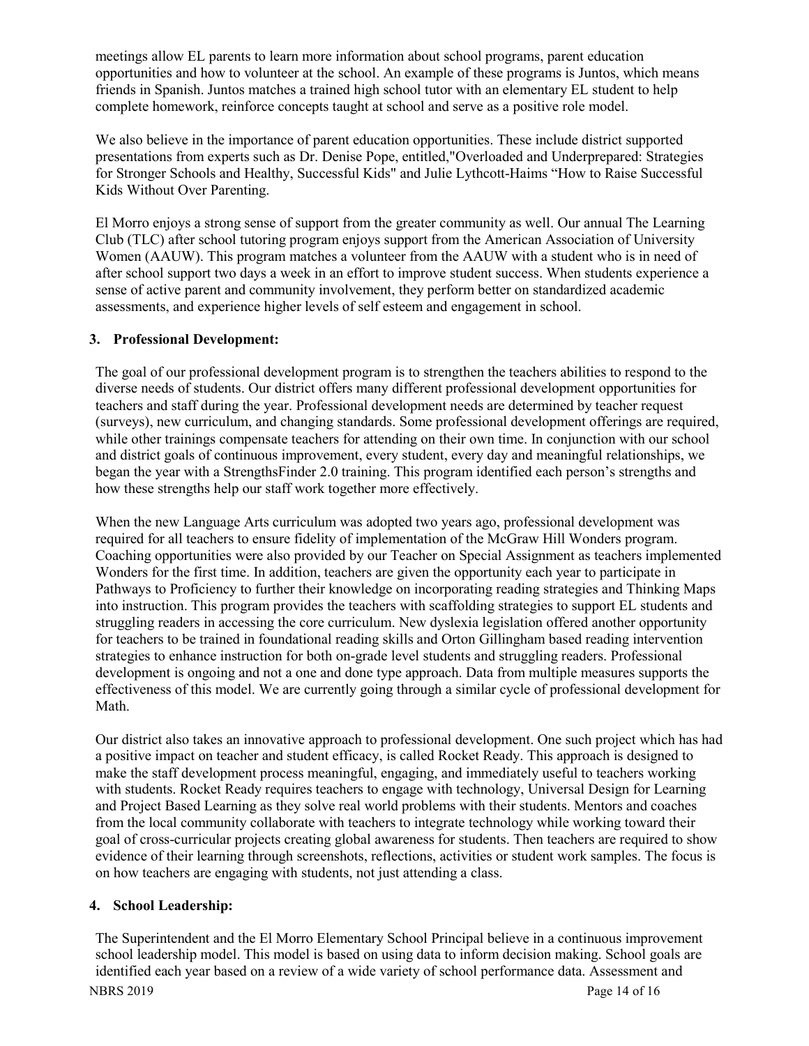meetings allow EL parents to learn more information about school programs, parent education opportunities and how to volunteer at the school. An example of these programs is Juntos, which means friends in Spanish. Juntos matches a trained high school tutor with an elementary EL student to help complete homework, reinforce concepts taught at school and serve as a positive role model.

We also believe in the importance of parent education opportunities. These include district supported presentations from experts such as Dr. Denise Pope, entitled,"Overloaded and Underprepared: Strategies for Stronger Schools and Healthy, Successful Kids" and Julie Lythcott-Haims "How to Raise Successful Kids Without Over Parenting.

El Morro enjoys a strong sense of support from the greater community as well. Our annual The Learning Club (TLC) after school tutoring program enjoys support from the American Association of University Women (AAUW). This program matches a volunteer from the AAUW with a student who is in need of after school support two days a week in an effort to improve student success. When students experience a sense of active parent and community involvement, they perform better on standardized academic assessments, and experience higher levels of self esteem and engagement in school.

### 3. Professional Development:

The goal of our professional development program is to strengthen the teachers abilities to respond to the diverse needs of students. Our district offers many different professional development opportunities for teachers and staff during the year. Professional development needs are determined by teacher request (surveys), new curriculum, and changing standards. Some professional development offerings are required, while other trainings compensate teachers for attending on their own time. In conjunction with our school and district goals of continuous improvement, every student, every day and meaningful relationships, we began the year with a StrengthsFinder 2.0 training. This program identified each person's strengths and how these strengths help our staff work together more effectively.

When the new Language Arts curriculum was adopted two years ago, professional development was required for all teachers to ensure fidelity of implementation of the McGraw Hill Wonders program. Coaching opportunities were also provided by our Teacher on Special Assignment as teachers implemented Wonders for the first time. In addition, teachers are given the opportunity each year to participate in Pathways to Proficiency to further their knowledge on incorporating reading strategies and Thinking Maps into instruction. This program provides the teachers with scaffolding strategies to support EL students and struggling readers in accessing the core curriculum. New dyslexia legislation offered another opportunity for teachers to be trained in foundational reading skills and Orton Gillingham based reading intervention strategies to enhance instruction for both on-grade level students and struggling readers. Professional development is ongoing and not a one and done type approach. Data from multiple measures supports the effectiveness of this model. We are currently going through a similar cycle of professional development for Math.

Our district also takes an innovative approach to professional development. One such project which has had a positive impact on teacher and student efficacy, is called Rocket Ready. This approach is designed to make the staff development process meaningful, engaging, and immediately useful to teachers working with students. Rocket Ready requires teachers to engage with technology, Universal Design for Learning and Project Based Learning as they solve real world problems with their students. Mentors and coaches from the local community collaborate with teachers to integrate technology while working toward their goal of cross-curricular projects creating global awareness for students. Then teachers are required to show evidence of their learning through screenshots, reflections, activities or student work samples. The focus is on how teachers are engaging with students, not just attending a class.

### 4. School Leadership:

The Superintendent and the El Morro Elementary School Principal believe in a continuous improvement school leadership model. This model is based on using data to inform decision making. School goals are identified each year based on a review of a wide variety of school performance data. Assessment and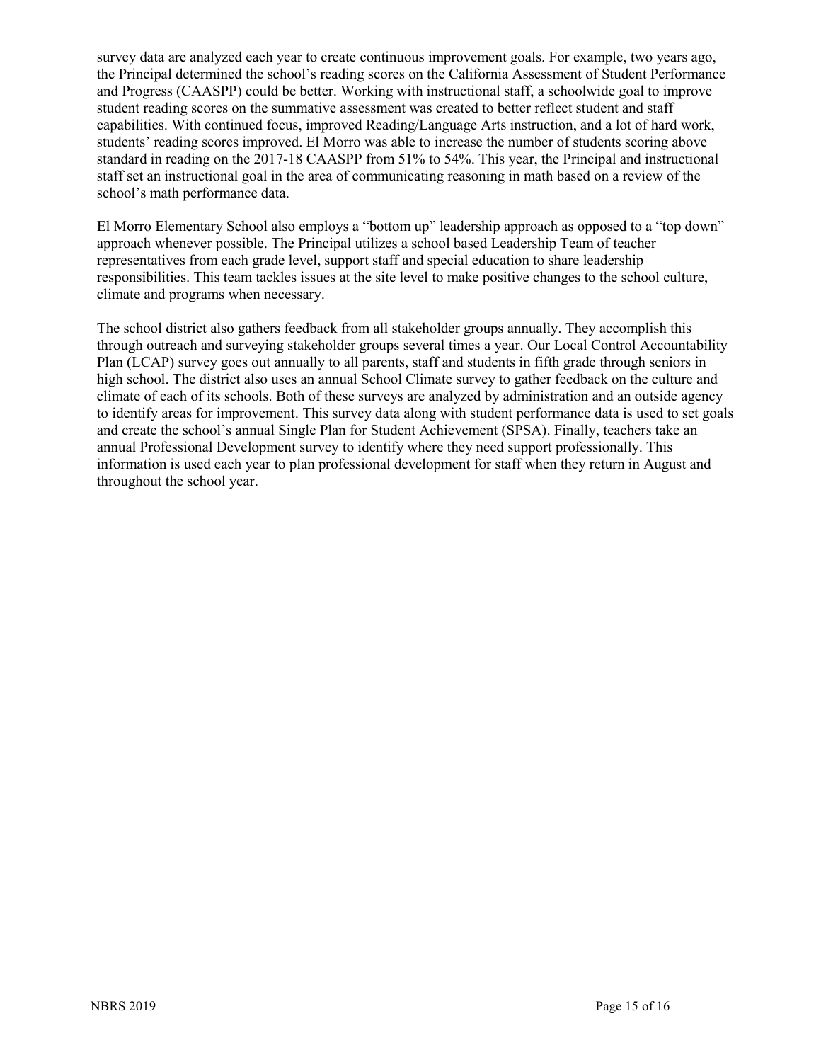survey data are analyzed each year to create continuous improvement goals. For example, two years ago, the Principal determined the school's reading scores on the California Assessment of Student Performance and Progress (CAASPP) could be better. Working with instructional staff, a schoolwide goal to improve student reading scores on the summative assessment was created to better reflect student and staff capabilities. With continued focus, improved Reading/Language Arts instruction, and a lot of hard work, students' reading scores improved. El Morro was able to increase the number of students scoring above standard in reading on the 2017-18 CAASPP from 51% to 54%. This year, the Principal and instructional staff set an instructional goal in the area of communicating reasoning in math based on a review of the school's math performance data.

El Morro Elementary School also employs a "bottom up" leadership approach as opposed to a "top down" approach whenever possible. The Principal utilizes a school based Leadership Team of teacher representatives from each grade level, support staff and special education to share leadership responsibilities. This team tackles issues at the site level to make positive changes to the school culture, climate and programs when necessary.

The school district also gathers feedback from all stakeholder groups annually. They accomplish this through outreach and surveying stakeholder groups several times a year. Our Local Control Accountability Plan (LCAP) survey goes out annually to all parents, staff and students in fifth grade through seniors in high school. The district also uses an annual School Climate survey to gather feedback on the culture and climate of each of its schools. Both of these surveys are analyzed by administration and an outside agency to identify areas for improvement. This survey data along with student performance data is used to set goals and create the school's annual Single Plan for Student Achievement (SPSA). Finally, teachers take an annual Professional Development survey to identify where they need support professionally. This information is used each year to plan professional development for staff when they return in August and throughout the school year.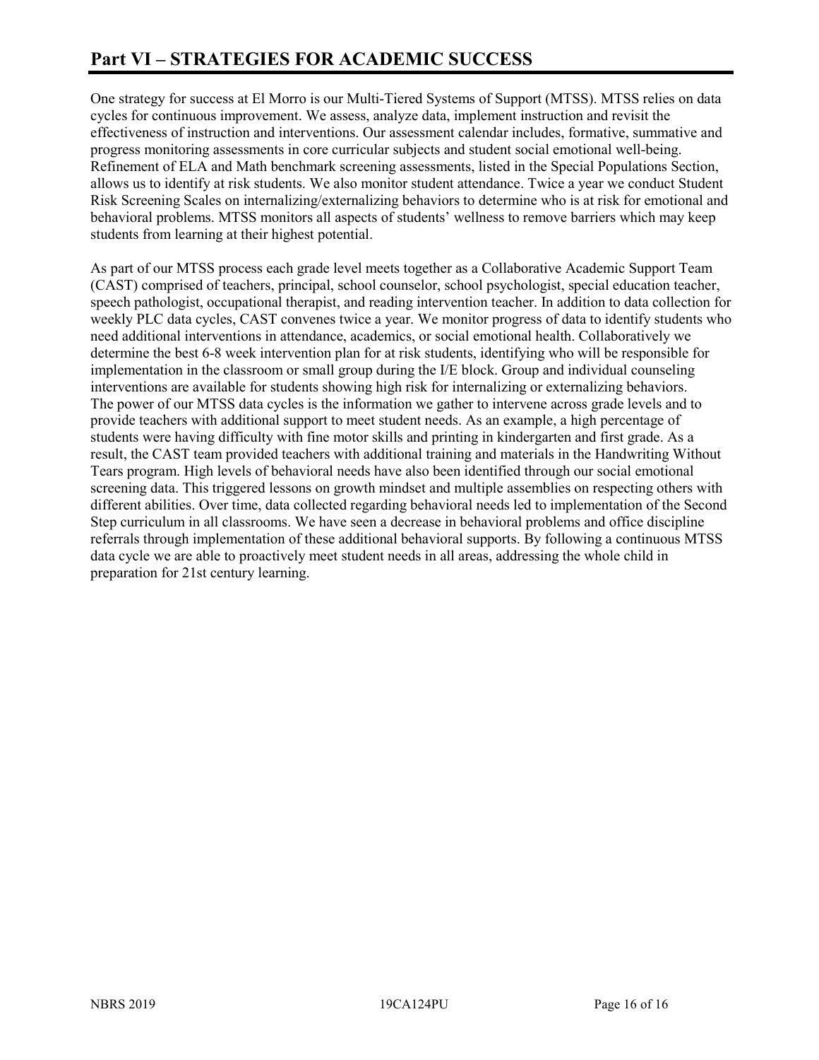# Part VI – STRATEGIES FOR ACADEMIC SUCCESS

One strategy for success at El Morro is our Multi-Tiered Systems of Support (MTSS). MTSS relies on data cycles for continuous improvement. We assess, analyze data, implement instruction and revisit the effectiveness of instruction and interventions. Our assessment calendar includes, formative, summative and progress monitoring assessments in core curricular subjects and student social emotional well-being. Refinement of ELA and Math benchmark screening assessments, listed in the Special Populations Section, allows us to identify at risk students. We also monitor student attendance. Twice a year we conduct Student Risk Screening Scales on internalizing/externalizing behaviors to determine who is at risk for emotional and behavioral problems. MTSS monitors all aspects of students' wellness to remove barriers which may keep students from learning at their highest potential.

As part of our MTSS process each grade level meets together as a Collaborative Academic Support Team (CAST) comprised of teachers, principal, school counselor, school psychologist, special education teacher, speech pathologist, occupational therapist, and reading intervention teacher. In addition to data collection for weekly PLC data cycles, CAST convenes twice a year. We monitor progress of data to identify students who need additional interventions in attendance, academics, or social emotional health. Collaboratively we determine the best 6-8 week intervention plan for at risk students, identifying who will be responsible for implementation in the classroom or small group during the I/E block. Group and individual counseling interventions are available for students showing high risk for internalizing or externalizing behaviors. The power of our MTSS data cycles is the information we gather to intervene across grade levels and to provide teachers with additional support to meet student needs. As an example, a high percentage of students were having difficulty with fine motor skills and printing in kindergarten and first grade. As a result, the CAST team provided teachers with additional training and materials in the Handwriting Without Tears program. High levels of behavioral needs have also been identified through our social emotional screening data. This triggered lessons on growth mindset and multiple assemblies on respecting others with different abilities. Over time, data collected regarding behavioral needs led to implementation of the Second Step curriculum in all classrooms. We have seen a decrease in behavioral problems and office discipline referrals through implementation of these additional behavioral supports. By following a continuous MTSS data cycle we are able to proactively meet student needs in all areas, addressing the whole child in preparation for 21st century learning.